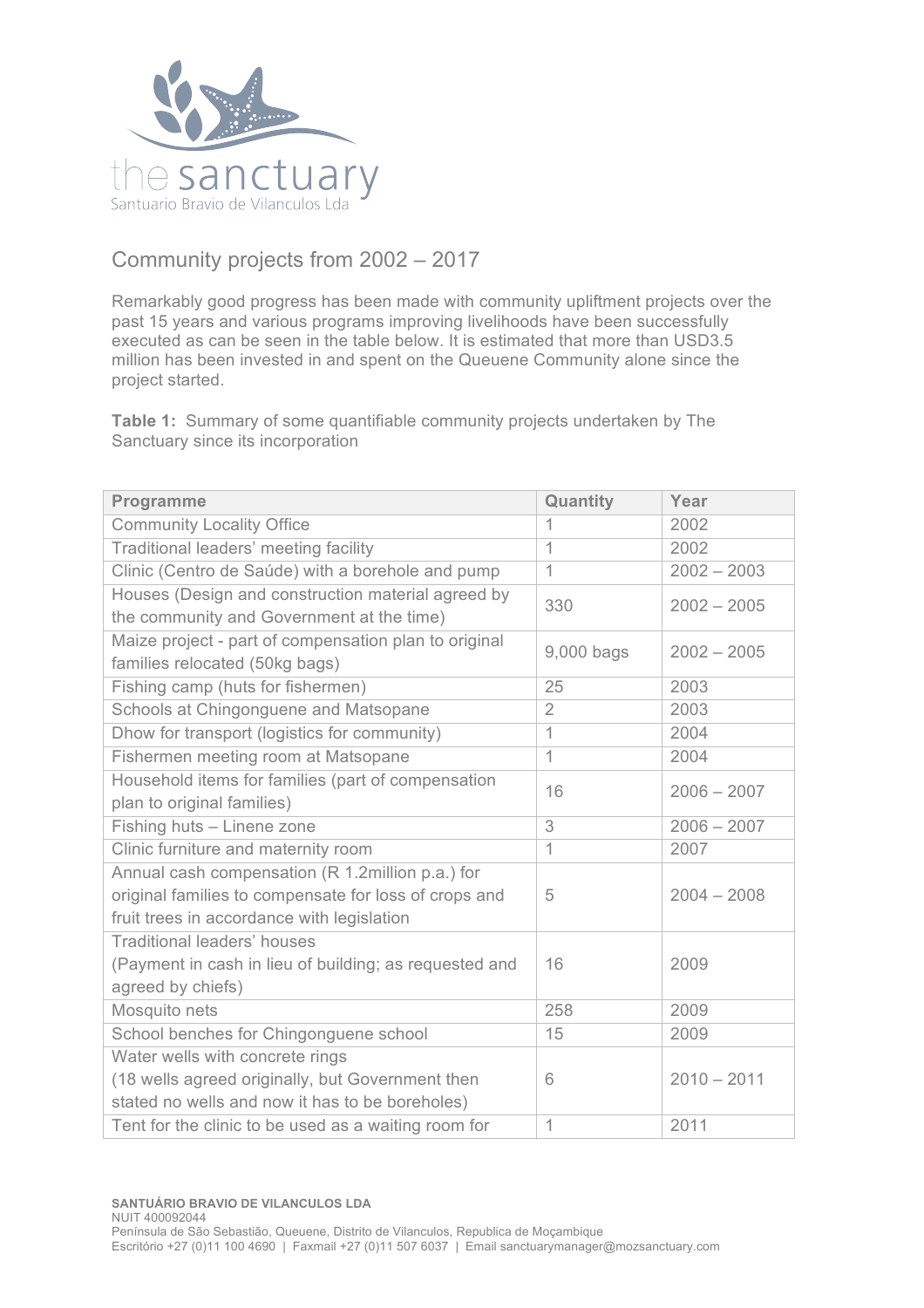the sanctuary

Santuario Bravio de Vilanculos Lda

# Community projects from 2002 – 2017

Remarkably good progress has been made with community upliftment projects over the past 15 years and various programs improving livelihoods have been successfully executed as can be seen in the table below. It is estimated that more than USD3.5 million has been invested in and spent on the Queuene Community alone since the project started.

**Table 1:** Summary of some quantifiable community projects undertaken by The Sanctuary since its incorporation

| Programme | Quantity | Year |
|---|---|---|
| Community Locality Office | 1 | 2002 |
| Traditional leaders' meeting facility | 1 | 2002 |
| Clinic (Centro de Saúde) with a borehole and pump | 1 | 2002 – 2003 |
| Houses (Design and construction material agreed by the community and Government at the time) | 330 | 2002 – 2005 |
| Maize project - part of compensation plan to original families relocated (50kg bags) | 9,000 bags | 2002 – 2005 |
| Fishing camp (huts for fishermen) | 25 | 2003 |
| Schools at Chingonguene and Matsopane | 2 | 2003 |
| Dhow for transport (logistics for community) | 1 | 2004 |
| Fishermen meeting room at Matsopane | 1 | 2004 |
| Household items for families (part of compensation plan to original families) | 16 | 2006 – 2007 |
| Fishing huts – Linene zone | 3 | 2006 – 2007 |
| Clinic furniture and maternity room | 1 | 2007 |
| Annual cash compensation (R 1.2million p.a.) for original families to compensate for loss of crops and fruit trees in accordance with legislation | 5 | 2004 – 2008 |
| Traditional leaders' houses (Payment in cash in lieu of building; as requested and agreed by chiefs) | 16 | 2009 |
| Mosquito nets | 258 | 2009 |
| School benches for Chingonguene school | 15 | 2009 |
| Water wells with concrete rings (18 wells agreed originally, but Government then stated no wells and now it has to be boreholes) | 6 | 2010 – 2011 |
| Tent for the clinic to be used as a waiting room for | 1 | 2011 |

**SANTUÁRIO BRAVIO DE VILANCULOS LDA**
NUIT 400092044
Península de São Sebastião, Queuene, Distrito de Vilanculos, Republica de Moçambique
Escritório +27 (0)11 100 4690 | Faxmail +27 (0)11 507 6037 | Email sanctuarymanager@mozsanctuary.com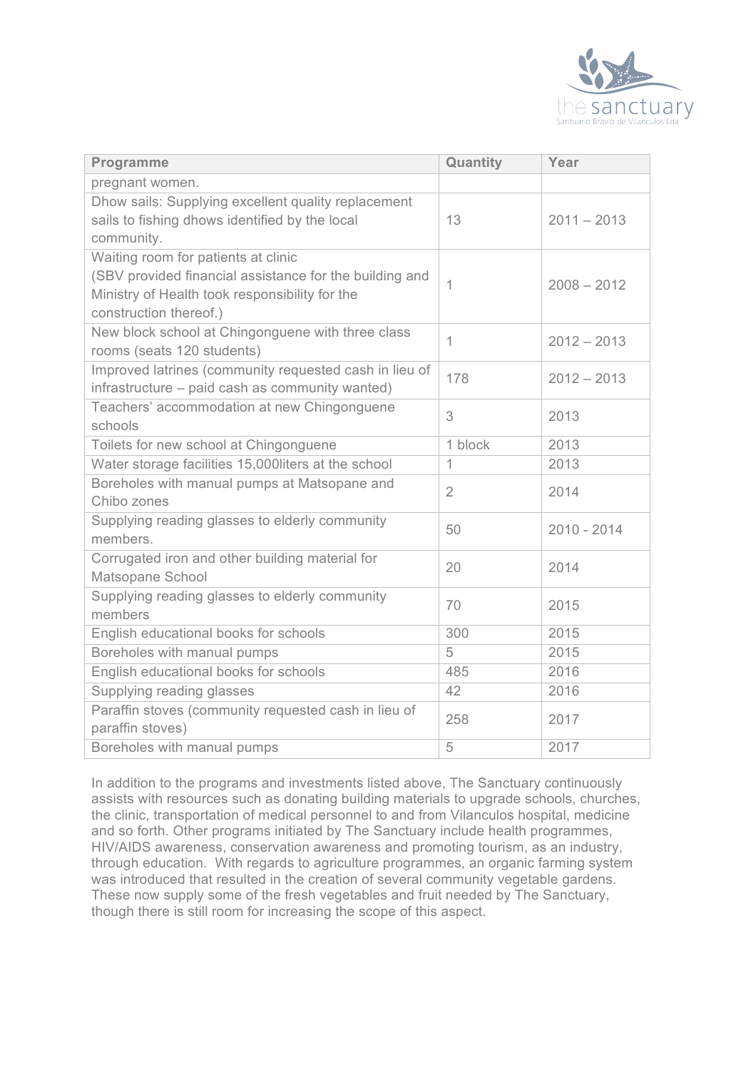| Programme | Quantity | Year |
|---|---|---|
| pregnant women. | | |
| Dhow sails: Supplying excellent quality replacement sails to fishing dhows identified by the local community. | 13 | 2011 – 2013 |
| Waiting room for patients at clinic (SBV provided financial assistance for the building and Ministry of Health took responsibility for the construction thereof.) | 1 | 2008 – 2012 |
| New block school at Chingonguene with three class rooms (seats 120 students) | 1 | 2012 – 2013 |
| Improved latrines (community requested cash in lieu of infrastructure – paid cash as community wanted) | 178 | 2012 – 2013 |
| Teachers' accommodation at new Chingonguene schools | 3 | 2013 |
| Toilets for new school at Chingonguene | 1 block | 2013 |
| Water storage facilities 15,000liters at the school | 1 | 2013 |
| Boreholes with manual pumps at Matsopane and Chibo zones | 2 | 2014 |
| Supplying reading glasses to elderly community members. | 50 | 2010 - 2014 |
| Corrugated iron and other building material for Matsopane School | 20 | 2014 |
| Supplying reading glasses to elderly community members | 70 | 2015 |
| English educational books for schools | 300 | 2015 |
| Boreholes with manual pumps | 5 | 2015 |
| English educational books for schools | 485 | 2016 |
| Supplying reading glasses | 42 | 2016 |
| Paraffin stoves (community requested cash in lieu of paraffin stoves) | 258 | 2017 |
| Boreholes with manual pumps | 5 | 2017 |

In addition to the programs and investments listed above, The Sanctuary continuously assists with resources such as donating building materials to upgrade schools, churches, the clinic, transportation of medical personnel to and from Vilanculos hospital, medicine and so forth. Other programs initiated by The Sanctuary include health programmes, HIV/AIDS awareness, conservation awareness and promoting tourism, as an industry, through education. With regards to agriculture programmes, an organic farming system was introduced that resulted in the creation of several community vegetable gardens. These now supply some of the fresh vegetables and fruit needed by The Sanctuary, though there is still room for increasing the scope of this aspect.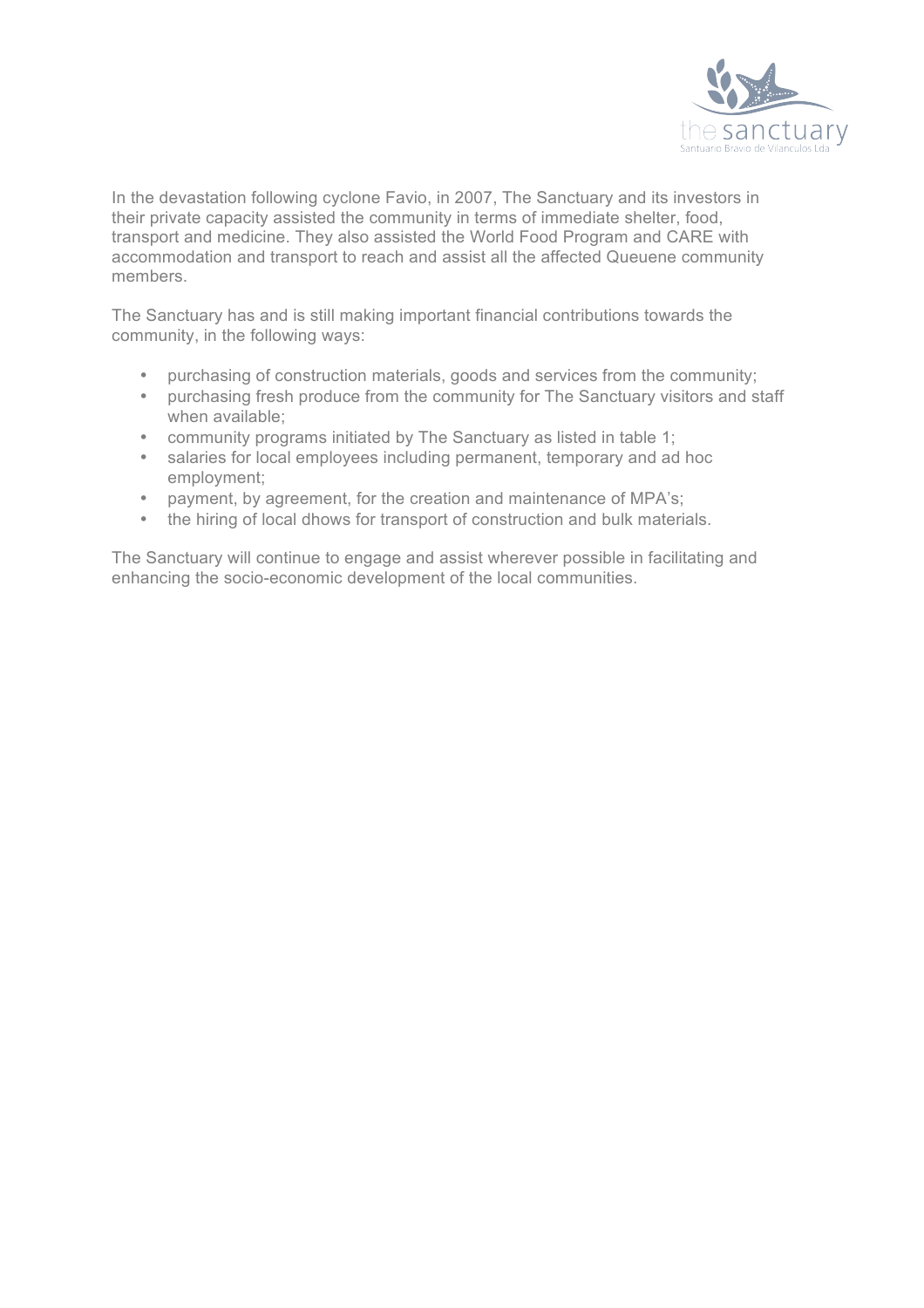In the devastation following cyclone Favio, in 2007, The Sanctuary and its investors in their private capacity assisted the community in terms of immediate shelter, food, transport and medicine. They also assisted the World Food Program and CARE with accommodation and transport to reach and assist all the affected Queuene community members.

The Sanctuary has and is still making important financial contributions towards the community, in the following ways:

- purchasing of construction materials, goods and services from the community;
- purchasing fresh produce from the community for The Sanctuary visitors and staff when available;
- community programs initiated by The Sanctuary as listed in table 1;
- salaries for local employees including permanent, temporary and ad hoc employment;
- payment, by agreement, for the creation and maintenance of MPA's;
- the hiring of local dhows for transport of construction and bulk materials.

The Sanctuary will continue to engage and assist wherever possible in facilitating and enhancing the socio-economic development of the local communities.